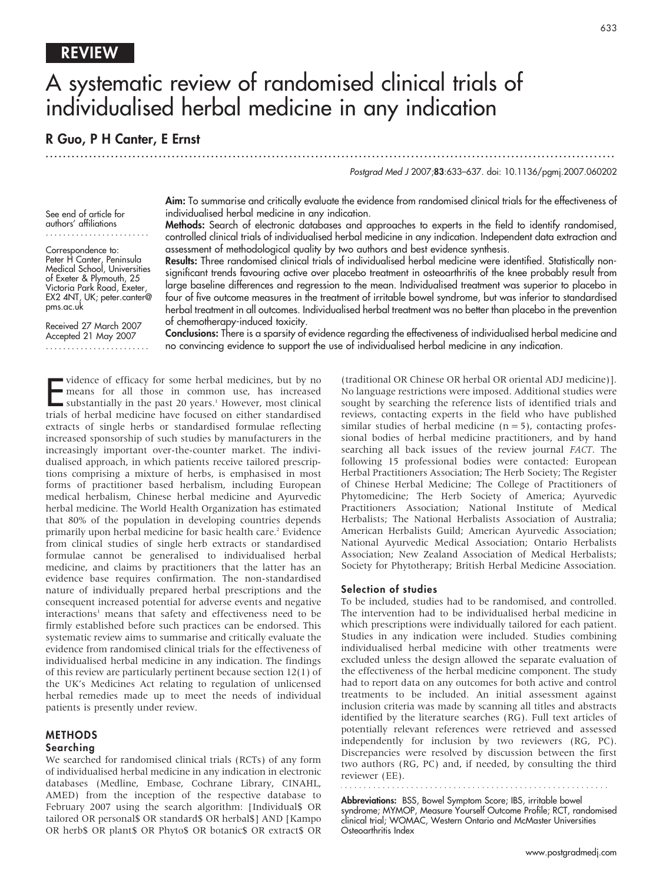REVIEW

# A systematic review of randomised clinical trials of individualised herbal medicine in any indication

**R Guo, P H Canter, E Ernst**

See end of article for authors' affiliations

Correspondence to: Peter H Canter, Peninsula Medical School, Universities of Exeter & Plymouth, 25 Victoria Park Road, Exeter, EX2 4NT, UK; peter.canter@pms.ac.uk

Received 27 March 2007
Accepted 21 May 2007

**Aim:** To summarise and critically evaluate the evidence from randomised clinical trials for the effectiveness of individualised herbal medicine in any indication.

**Methods:** Search of electronic databases and approaches to experts in the field to identify randomised, controlled clinical trials of individualised herbal medicine in any indication. Independent data extraction and assessment of methodological quality by two authors and best evidence synthesis.

**Results:** Three randomised clinical trials of individualised herbal medicine were identified. Statistically non-significant trends favouring active over placebo treatment in osteoarthritis of the knee probably result from large baseline differences and regression to the mean. Individualised treatment was superior to placebo in four of five outcome measures in the treatment of irritable bowel syndrome, but was inferior to standardised herbal treatment in all outcomes. Individualised herbal treatment was no better than placebo in the prevention of chemotherapy-induced toxicity.

**Conclusions:** There is a sparsity of evidence regarding the effectiveness of individualised herbal medicine and no convincing evidence to support the use of individualised herbal medicine in any indication.

Evidence of efficacy for some herbal medicines, but by no means for all those in common use, has increased substantially in the past 20 years.[1] However, most clinical trials of herbal medicine have focused on either standardised extracts of single herbs or standardised formulae reflecting increased sponsorship of such studies by manufacturers in the increasingly important over-the-counter market. The individualised approach, in which patients receive tailored prescriptions comprising a mixture of herbs, is emphasised in most forms of practitioner based herbalism, including European medical herbalism, Chinese herbal medicine and Ayurvedic herbal medicine. The World Health Organization has estimated that 80% of the population in developing countries depends primarily upon herbal medicine for basic health care.[2] Evidence from clinical studies of single herb extracts or standardised formulae cannot be generalised to individualised herbal medicine, and claims by practitioners that the latter has an evidence base requires confirmation. The non-standardised nature of individually prepared herbal prescriptions and the consequent increased potential for adverse events and negative interactions[1] means that safety and effectiveness need to be firmly established before such practices can be endorsed. This systematic review aims to summarise and critically evaluate the evidence from randomised clinical trials for the effectiveness of individualised herbal medicine in any indication. The findings of this review are particularly pertinent because section 12(1) of the UK's Medicines Act relating to regulation of unlicensed herbal remedies made up to meet the needs of individual patients is presently under review.

## METHODS

### Searching

We searched for randomised clinical trials (RCTs) of any form of individualised herbal medicine in any indication in electronic databases (Medline, Embase, Cochrane Library, CINAHL, AMED) from the inception of the respective database to February 2007 using the search algorithm: [Individual$ OR tailored OR personal$ OR standard$ OR herbal$] AND [Kampo OR herb$ OR plant$ OR Phyto$ OR botanic$ OR extract$ OR (traditional OR Chinese OR herbal OR oriental ADJ medicine)]. No language restrictions were imposed. Additional studies were sought by searching the reference lists of identified trials and reviews, contacting experts in the field who have published similar studies of herbal medicine (n = 5), contacting professional bodies of herbal medicine practitioners, and by hand searching all back issues of the review journal *FACT*. The following 15 professional bodies were contacted: European Herbal Practitioners Association; The Herb Society; The Register of Chinese Herbal Medicine; The College of Practitioners of Phytomedicine; The Herb Society of America; Ayurvedic Practitioners Association; National Institute of Medical Herbalists; The National Herbalists Association of Australia; American Herbalists Guild; American Ayurvedic Association; National Ayurvedic Medical Association; Ontario Herbalists Association; New Zealand Association of Medical Herbalists; Society for Phytotherapy; British Herbal Medicine Association.

### Selection of studies

To be included, studies had to be randomised, and controlled. The intervention had to be individualised herbal medicine in which prescriptions were individually tailored for each patient. Studies in any indication were included. Studies combining individualised herbal medicine with other treatments were excluded unless the design allowed the separate evaluation of the effectiveness of the herbal medicine component. The study had to report data on any outcomes for both active and control treatments to be included. An initial assessment against inclusion criteria was made by scanning all titles and abstracts identified by the literature searches (RG). Full text articles of potentially relevant references were retrieved and assessed independently for inclusion by two reviewers (RG, PC). Discrepancies were resolved by discussion between the first two authors (RG, PC) and, if needed, by consulting the third reviewer (EE).

**Abbreviations:** BSS, Bowel Symptom Score; IBS, irritable bowel syndrome; MYMOP, Measure Yourself Outcome Profile; RCT, randomised clinical trial; WOMAC, Western Ontario and McMaster Universities Osteoarthritis Index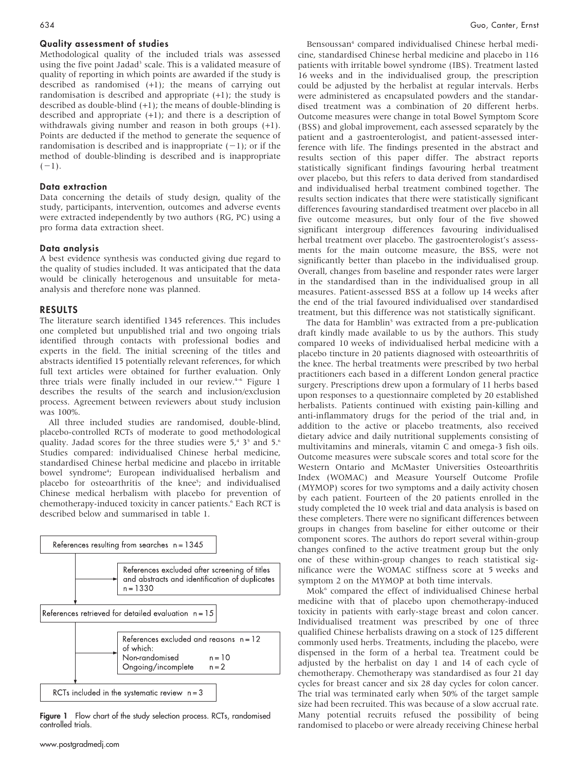### Quality assessment of studies

Methodological quality of the included trials was assessed using the five point Jadad[3] scale. This is a validated measure of quality of reporting in which points are awarded if the study is described as randomised (+1); the means of carrying out randomisation is described and appropriate (+1); the study is described as double-blind (+1); the means of double-blinding is described and appropriate (+1); and there is a description of withdrawals giving number and reason in both groups (+1). Points are deducted if the method to generate the sequence of randomisation is described and is inappropriate (−1); or if the method of double-blinding is described and is inappropriate (−1).

### Data extraction

Data concerning the details of study design, quality of the study, participants, intervention, outcomes and adverse events were extracted independently by two authors (RG, PC) using a pro forma data extraction sheet.

### Data analysis

A best evidence synthesis was conducted giving due regard to the quality of studies included. It was anticipated that the data would be clinically heterogenous and unsuitable for meta-analysis and therefore none was planned.

## RESULTS

The literature search identified 1345 references. This includes one completed but unpublished trial and two ongoing trials identified through contacts with professional bodies and experts in the field. The initial screening of the titles and abstracts identified 15 potentially relevant references, for which full text articles were obtained for further evaluation. Only three trials were finally included in our review.[4–6] Figure 1 describes the results of the search and inclusion/exclusion process. Agreement between reviewers about study inclusion was 100%.

All three included studies are randomised, double-blind, placebo-controlled RCTs of moderate to good methodological quality. Jadad scores for the three studies were 5,[4] 3[5] and 5.[6] Studies compared: individualised Chinese herbal medicine, standardised Chinese herbal medicine and placebo in irritable bowel syndrome[4]; European individualised herbalism and placebo for osteoarthritis of the knee[5]; and individualised Chinese medical herbalism with placebo for prevention of chemotherapy-induced toxicity in cancer patients.[6] Each RCT is described below and summarised in table 1.

References resulting from searches n = 1345
→ References excluded after screening of titles and abstracts and identification of duplicates n = 1330
References retrieved for detailed evaluation n = 15
→ References excluded and reasons n = 12 of which:
Non-randomised n = 10
Ongoing/incomplete n = 2
RCTs included in the systematic review n = 3

**Figure 1** Flow chart of the study selection process. RCTs, randomised controlled trials.

Bensoussan[4] compared individualised Chinese herbal medicine, standardised Chinese herbal medicine and placebo in 116 patients with irritable bowel syndrome (IBS). Treatment lasted 16 weeks and in the individualised group, the prescription could be adjusted by the herbalist at regular intervals. Herbs were administered as encapsulated powders and the standardised treatment was a combination of 20 different herbs. Outcome measures were change in total Bowel Symptom Score (BSS) and global improvement, each assessed separately by the patient and a gastroenterologist, and patient-assessed interference with life. The findings presented in the abstract and results section of this paper differ. The abstract reports statistically significant findings favouring herbal treatment over placebo, but this refers to data derived from standardised and individualised herbal treatment combined together. The results section indicates that there were statistically significant differences favouring standardised treatment over placebo in all five outcome measures, but only four of the five showed significant intergroup differences favouring individualised herbal treatment over placebo. The gastroenterologist's assessments for the main outcome measure, the BSS, were not significantly better than placebo in the individualised group. Overall, changes from baseline and responder rates were larger in the standardised than in the individualised group in all measures. Patient-assessed BSS at a follow up 14 weeks after the end of the trial favoured individualised over standardised treatment, but this difference was not statistically significant.

The data for Hamblin[5] was extracted from a pre-publication draft kindly made available to us by the authors. This study compared 10 weeks of individualised herbal medicine with a placebo tincture in 20 patients diagnosed with osteoarthritis of the knee. The herbal treatments were prescribed by two herbal practitioners each based in a different London general practice surgery. Prescriptions drew upon a formulary of 11 herbs based upon responses to a questionnaire completed by 20 established herbalists. Patients continued with existing pain-killing and anti-inflammatory drugs for the period of the trial and, in addition to the active or placebo treatments, also received dietary advice and daily nutritional supplements consisting of multivitamins and minerals, vitamin C and omega-3 fish oils. Outcome measures were subscale scores and total score for the Western Ontario and McMaster Universities Osteoarthritis Index (WOMAC) and Measure Yourself Outcome Profile (MYMOP) scores for two symptoms and a daily activity chosen by each patient. Fourteen of the 20 patients enrolled in the study completed the 10 week trial and data analysis is based on these completers. There were no significant differences between groups in changes from baseline for either outcome or their component scores. The authors do report several within-group changes confined to the active treatment group but the only one of these within-group changes to reach statistical significance were the WOMAC stiffness score at 5 weeks and symptom 2 on the MYMOP at both time intervals.

Mok[6] compared the effect of individualised Chinese herbal medicine with that of placebo upon chemotherapy-induced toxicity in patients with early-stage breast and colon cancer. Individualised treatment was prescribed by one of three qualified Chinese herbalists drawing on a stock of 125 different commonly used herbs. Treatments, including the placebo, were dispensed in the form of a herbal tea. Treatment could be adjusted by the herbalist on day 1 and 14 of each cycle of chemotherapy. Chemotherapy was standardised as four 21 day cycles for breast cancer and six 28 day cycles for colon cancer. The trial was terminated early when 50% of the target sample size had been recruited. This was because of a slow accrual rate. Many potential recruits refused the possibility of being randomised to placebo or were already receiving Chinese herbal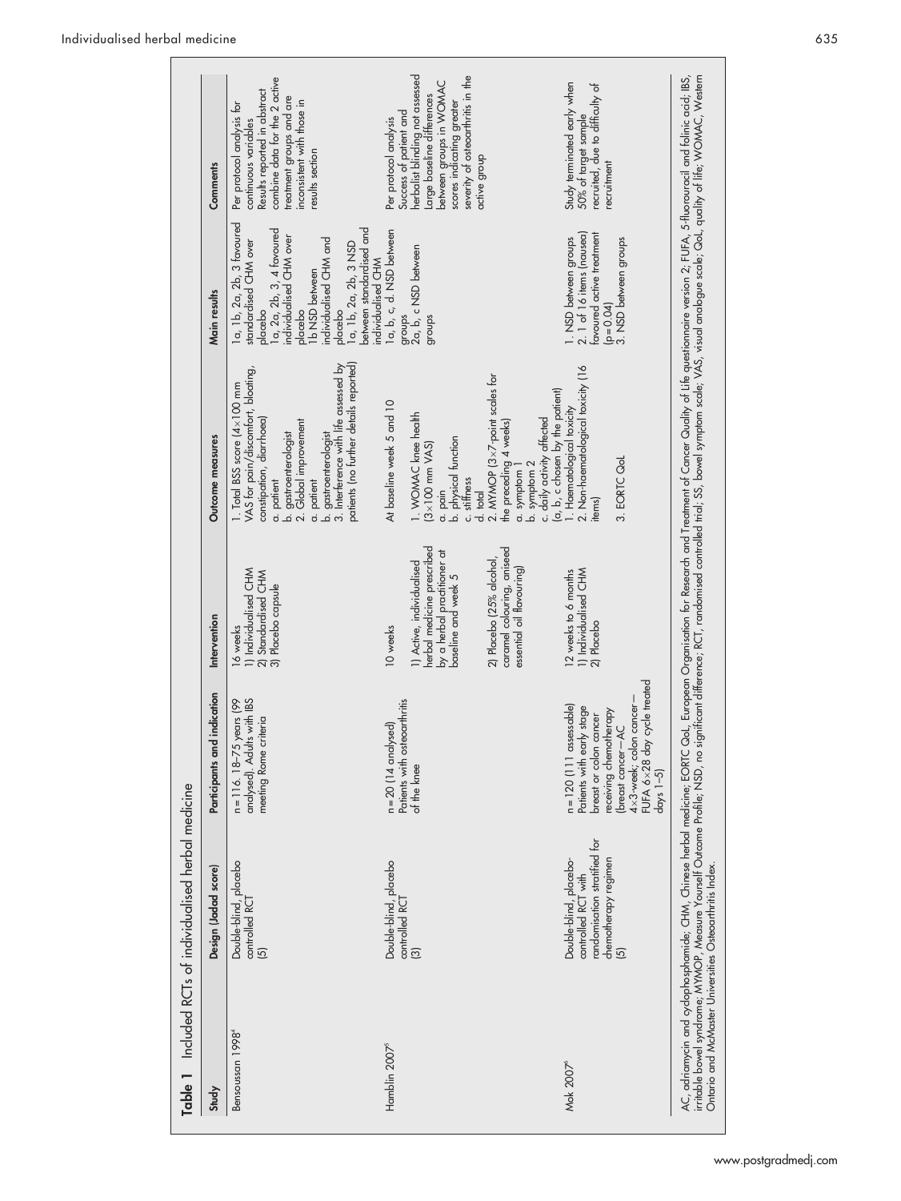**Table 1** Included RCTs of individualised herbal medicine

| Study | Design (Jadad score) | Participants and indication | Intervention | Outcome measures | Main results | Comments |
|---|---|---|---|---|---|---|
| Bensoussan 1998[4] | Double-blind, placebo controlled RCT (5) | n = 116. 18–75 years (99 analysed). Adults with IBS meeting Rome criteria | 16 weeks<br>1) Individualised CHM<br>2) Standardised CHM<br>3) Placebo capsule | 1. Total BSS score (4×100 mm VAS for pain/discomfort, bloating, constipation, diarrhoea)<br>a. patient<br>b. gastroenterologist<br>2. Global improvement<br>a. patient<br>b. gastroenterologist<br>3. Interference with life assessed by patients (no further details reported) | 1a, 1b, 2a, 2b, 3 favoured standardised CHM over placebo<br>1a, 2a, 2b, 3, 4 favoured individualised CHM over placebo<br>1b NSD between individualised CHM and placebo<br>1a, 1b, 2a, 2b, 3 NSD between standardised and individualised CHM | Per protocol analysis for continuous variables<br>Results reported in abstract combine data for the 2 active treatment groups and are inconsistent with those in results section |
| Hamblin 2007[5] | Double-blind, placebo controlled RCT (3) | n = 20 (14 analysed)<br>Patients with osteoarthritis of the knee | 10 weeks<br>1) Active, individualised herbal medicine prescribed by a herbal practitioner at baseline and week 5<br>2) Placebo (25% alcohol, caramel colouring, aniseed essential oil flavouring) | At baseline week 5 and 10<br>1. WOMAC knee health (3×100 mm VAS)<br>a. pain<br>b. physical function<br>c. stiffness<br>d. total<br>2. MYMOP (3×7-point scales for the preceding 4 weeks)<br>a. symptom 1<br>b. symptom 2<br>c. daily activity affected<br>(a, b, c chosen by the patient) | 1a, b, c, d. NSD between groups<br>2a, b, c NSD between groups | Per protocol analysis<br>Success of patient and herbalist blinding not assessed<br>Large baseline differences between groups in WOMAC scores indicating greater severity of osteoarthritis in the active group |
| Mok 2007[6] | Double-blind, placebo-controlled RCT with randomisation stratified for chemotherapy regimen (5) | n = 120 (111 assessable)<br>Patients with early stage breast or colon cancer receiving chemotherapy (breast cancer—AC 4×3-week; colon cancer—FUFA 6×28 day cycle treated days 1–5) | 12 weeks to 6 months<br>1) Individualised CHM<br>2) Placebo | 1. Haematological toxicity<br>2. Non-haematological toxicity (16 items)<br>3. EORTC QoL | 1. NSD between groups<br>2. 1 of 16 items (nausea) favoured active treatment ($p = 0.04$)<br>3. NSD between groups | Study terminated early when 50% of target sample recruited, due to difficulty of recruitment |

AC, adriamycin and cyclophosphamide; CHM, Chinese herbal medicine; EORTC QoL, European Organisation for Research and Treatment of Cancer Quality of Life questionnaire version 2; FUFA, 5-fluorouracil and folinic acid; IBS, irritable bowel syndrome; MYMOP, Measure Yourself Outcome Profile; NSD, no significant difference; RCT, randomised controlled trial; SS, bowel symptom scale; VAS, visual analogue scale; QoL, quality of life; WOMAC, Western Ontario and McMaster Universities Osteoarthritis Index.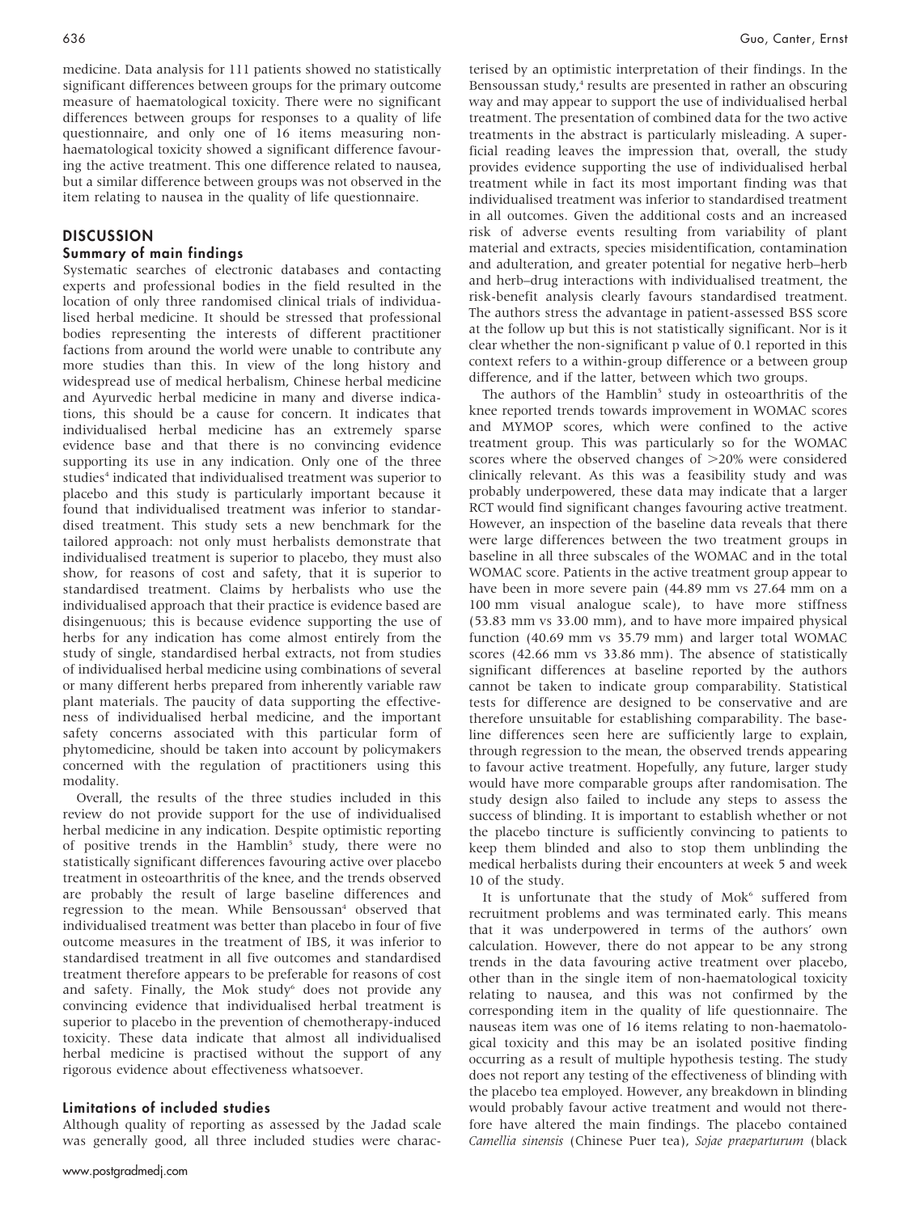medicine. Data analysis for 111 patients showed no statistically significant differences between groups for the primary outcome measure of haematological toxicity. There were no significant differences between groups for responses to a quality of life questionnaire, and only one of 16 items measuring non-haematological toxicity showed a significant difference favouring the active treatment. This one difference related to nausea, but a similar difference between groups was not observed in the item relating to nausea in the quality of life questionnaire.

## DISCUSSION

### Summary of main findings

Systematic searches of electronic databases and contacting experts and professional bodies in the field resulted in the location of only three randomised clinical trials of individualised herbal medicine. It should be stressed that professional bodies representing the interests of different practitioner factions from around the world were unable to contribute any more studies than this. In view of the long history and widespread use of medical herbalism, Chinese herbal medicine and Ayurvedic herbal medicine in many and diverse indications, this should be a cause for concern. It indicates that individualised herbal medicine has an extremely sparse evidence base and that there is no convincing evidence supporting its use in any indication. Only one of the three studies[4] indicated that individualised treatment was superior to placebo and this study is particularly important because it found that individualised treatment was inferior to standardised treatment. This study sets a new benchmark for the tailored approach: not only must herbalists demonstrate that individualised treatment is superior to placebo, they must also show, for reasons of cost and safety, that it is superior to standardised treatment. Claims by herbalists who use the individualised approach that their practice is evidence based are disingenuous; this is because evidence supporting the use of herbs for any indication has come almost entirely from the study of single, standardised herbal extracts, not from studies of individualised herbal medicine using combinations of several or many different herbs prepared from inherently variable raw plant materials. The paucity of data supporting the effectiveness of individualised herbal medicine, and the important safety concerns associated with this particular form of phytomedicine, should be taken into account by policymakers concerned with the regulation of practitioners using this modality.

Overall, the results of the three studies included in this review do not provide support for the use of individualised herbal medicine in any indication. Despite optimistic reporting of positive trends in the Hamblin[5] study, there were no statistically significant differences favouring active over placebo treatment in osteoarthritis of the knee, and the trends observed are probably the result of large baseline differences and regression to the mean. While Bensoussan[4] observed that individualised treatment was better than placebo in four of five outcome measures in the treatment of IBS, it was inferior to standardised treatment in all five outcomes and standardised treatment therefore appears to be preferable for reasons of cost and safety. Finally, the Mok study[6] does not provide any convincing evidence that individualised herbal treatment is superior to placebo in the prevention of chemotherapy-induced toxicity. These data indicate that almost all individualised herbal medicine is practised without the support of any rigorous evidence about effectiveness whatsoever.

### Limitations of included studies

Although quality of reporting as assessed by the Jadad scale was generally good, all three included studies were characterised by an optimistic interpretation of their findings. In the Bensoussan study,[4] results are presented in rather an obscuring way and may appear to support the use of individualised herbal treatment. The presentation of combined data for the two active treatments in the abstract is particularly misleading. A superficial reading leaves the impression that, overall, the study provides evidence supporting the use of individualised herbal treatment while in fact its most important finding was that individualised treatment was inferior to standardised treatment in all outcomes. Given the additional costs and an increased risk of adverse events resulting from variability of plant material and extracts, species misidentification, contamination and adulteration, and greater potential for negative herb–herb and herb–drug interactions with individualised treatment, the risk-benefit analysis clearly favours standardised treatment. The authors stress the advantage in patient-assessed BSS score at the follow up but this is not statistically significant. Nor is it clear whether the non-significant p value of 0.1 reported in this context refers to a within-group difference or a between group difference, and if the latter, between which two groups.

The authors of the Hamblin[5] study in osteoarthritis of the knee reported trends towards improvement in WOMAC scores and MYMOP scores, which were confined to the active treatment group. This was particularly so for the WOMAC scores where the observed changes of >20% were considered clinically relevant. As this was a feasibility study and was probably underpowered, these data may indicate that a larger RCT would find significant changes favouring active treatment. However, an inspection of the baseline data reveals that there were large differences between the two treatment groups in baseline in all three subscales of the WOMAC and in the total WOMAC score. Patients in the active treatment group appear to have been in more severe pain (44.89 mm vs 27.64 mm on a 100 mm visual analogue scale), to have more stiffness (53.83 mm vs 33.00 mm), and to have more impaired physical function (40.69 mm vs 35.79 mm) and larger total WOMAC scores (42.66 mm vs 33.86 mm). The absence of statistically significant differences at baseline reported by the authors cannot be taken to indicate group comparability. Statistical tests for difference are designed to be conservative and are therefore unsuitable for establishing comparability. The baseline differences seen here are sufficiently large to explain, through regression to the mean, the observed trends appearing to favour active treatment. Hopefully, any future, larger study would have more comparable groups after randomisation. The study design also failed to include any steps to assess the success of blinding. It is important to establish whether or not the placebo tincture is sufficiently convincing to patients to keep them blinded and also to stop them unblinding the medical herbalists during their encounters at week 5 and week 10 of the study.

It is unfortunate that the study of Mok[6] suffered from recruitment problems and was terminated early. This means that it was underpowered in terms of the authors' own calculation. However, there do not appear to be any strong trends in the data favouring active treatment over placebo, other than in the single item of non-haematological toxicity relating to nausea, and this was not confirmed by the corresponding item in the quality of life questionnaire. The nauseas item was one of 16 items relating to non-haematological toxicity and this may be an isolated positive finding occurring as a result of multiple hypothesis testing. The study does not report any testing of the effectiveness of blinding with the placebo tea employed. However, any breakdown in blinding would probably favour active treatment and would not therefore have altered the main findings. The placebo contained *Camellia sinensis* (Chinese Puer tea), *Sojae praeparturum* (black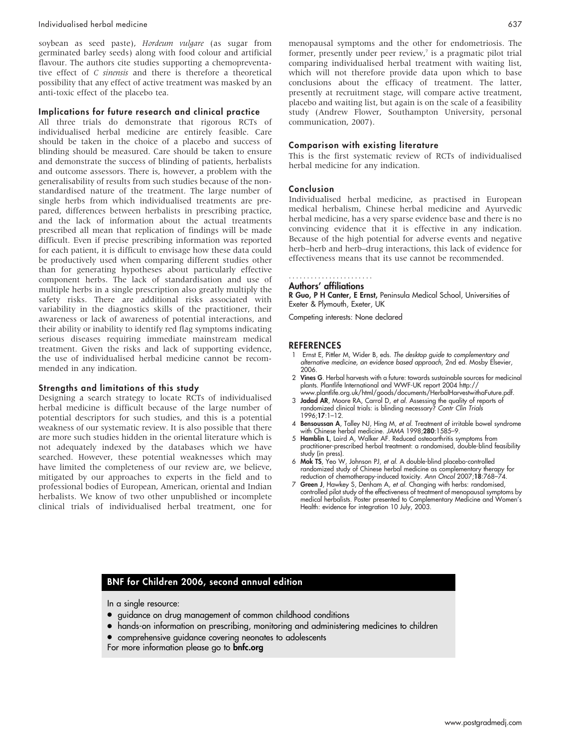soybean as seed paste), *Hordeum vulgare* (as sugar from germinated barley seeds) along with food colour and artificial flavour. The authors cite studies supporting a chemopreventative effect of *C sinensis* and there is therefore a theoretical possibility that any effect of active treatment was masked by an anti-toxic effect of the placebo tea.

### Implications for future research and clinical practice

All three trials do demonstrate that rigorous RCTs of individualised herbal medicine are entirely feasible. Care should be taken in the choice of a placebo and success of blinding should be measured. Care should be taken to ensure and demonstrate the success of blinding of patients, herbalists and outcome assessors. There is, however, a problem with the generalisability of results from such studies because of the non-standardised nature of the treatment. The large number of single herbs from which individualised treatments are prepared, differences between herbalists in prescribing practice, and the lack of information about the actual treatments prescribed all mean that replication of findings will be made difficult. Even if precise prescribing information was reported for each patient, it is difficult to envisage how these data could be productively used when comparing different studies other than for generating hypotheses about particularly effective component herbs. The lack of standardisation and use of multiple herbs in a single prescription also greatly multiply the safety risks. There are additional risks associated with variability in the diagnostics skills of the practitioner, their awareness or lack of awareness of potential interactions, and their ability or inability to identify red flag symptoms indicating serious diseases requiring immediate mainstream medical treatment. Given the risks and lack of supporting evidence, the use of individualised herbal medicine cannot be recommended in any indication.

### Strengths and limitations of this study

Designing a search strategy to locate RCTs of individualised herbal medicine is difficult because of the large number of potential descriptors for such studies, and this is a potential weakness of our systematic review. It is also possible that there are more such studies hidden in the oriental literature which is not adequately indexed by the databases which we have searched. However, these potential weaknesses which may have limited the completeness of our review are, we believe, mitigated by our approaches to experts in the field and to professional bodies of European, American, oriental and Indian herbalists. We know of two other unpublished or incomplete clinical trials of individualised herbal treatment, one for menopausal symptoms and the other for endometriosis. The former, presently under peer review,[7] is a pragmatic pilot trial comparing individualised herbal treatment with waiting list, which will not therefore provide data upon which to base conclusions about the efficacy of treatment. The latter, presently at recruitment stage, will compare active treatment, placebo and waiting list, but again is on the scale of a feasibility study (Andrew Flower, Southampton University, personal communication, 2007).

### Comparison with existing literature

This is the first systematic review of RCTs of individualised herbal medicine for any indication.

### Conclusion

Individualised herbal medicine, as practised in European medical herbalism, Chinese herbal medicine and Ayurvedic herbal medicine, has a very sparse evidence base and there is no convincing evidence that it is effective in any indication. Because of the high potential for adverse events and negative herb–herb and herb–drug interactions, this lack of evidence for effectiveness means that its use cannot be recommended.

### Authors' affiliations

**R Guo, P H Canter, E Ernst,** Peninsula Medical School, Universities of Exeter & Plymouth, Exeter, UK

Competing interests: None declared

## REFERENCES

1. Ernst E, Pittler M, Wider B, eds. *The desktop guide to complementary and alternative medicine, an evidence based approach*, 2nd ed. Mosby Elsevier, 2006.
2. **Vines G**. Herbal harvests with a future: towards sustainable sources for medicinal plants. Plantlife International and WWF-UK report 2004 http://www.plantlife.org.uk/html/goods/documents/HerbalHarvestwithaFuture.pdf.
3. **Jadad AR**, Moore RA, Carrol D, *et al*. Assessing the quality of reports of randomized clinical trials: is blinding necessary? *Contr Clin Trials* 1996;**17**:1–12.
4. **Bensoussan A**, Talley NJ, Hing M, *et al*. Treatment of irritable bowel syndrome with Chinese herbal medicine. *JAMA* 1998;**280**:1585–9.
5. **Hamblin L**, Laird A, Walker AF. Reduced osteoarthritis symptoms from practitioner-prescribed herbal treatment: a randomised, double-blind feasibility study (in press).
6. **Mok TS**, Yeo W, Johnson PJ, *et al*. A double-blind placebo-controlled randomized study of Chinese herbal medicine as complementary therapy for reduction of chemotherapy-induced toxicity. *Ann Oncol* 2007;**18**:768–74.
7. **Green J**, Hawkey S, Denham A, *et al*. Changing with herbs: randomised, controlled pilot study of the effectiveness of treatment of menopausal symptoms by medical herbalists. Poster presented to Complementary Medicine and Women's Health: evidence for integration 10 July, 2003.

### BNF for Children 2006, second annual edition

In a single resource:

- guidance on drug management of common childhood conditions
- hands-on information on prescribing, monitoring and administering medicines to children
- comprehensive guidance covering neonates to adolescents

For more information please go to **bnfc.org**